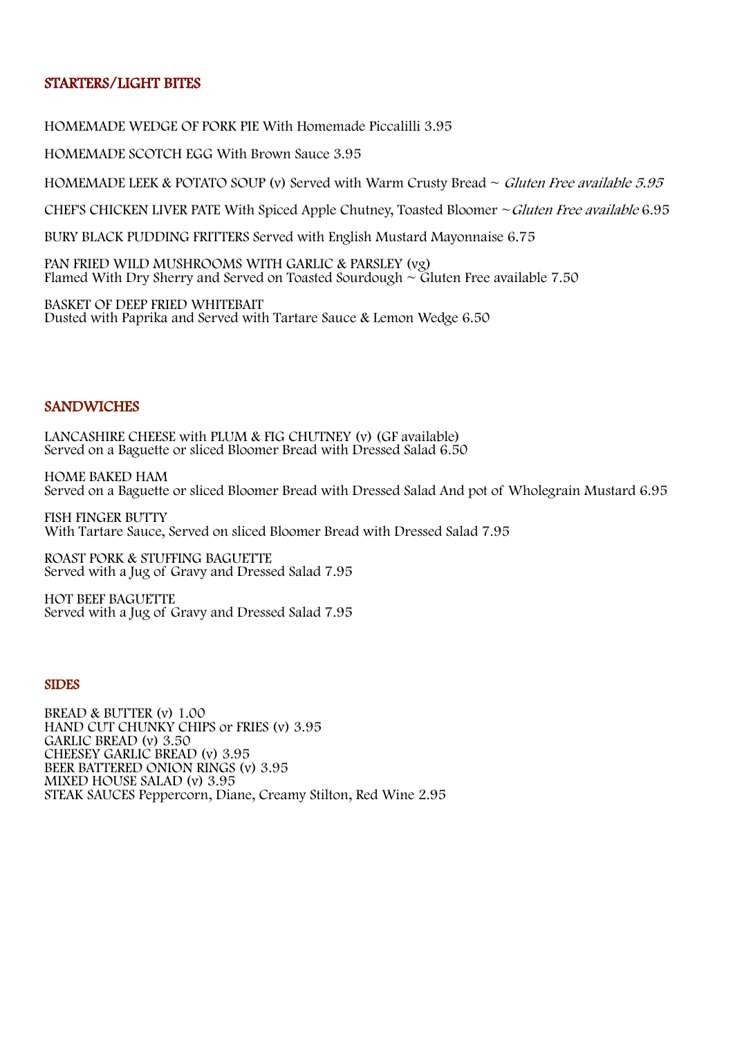## STARTERS/LIGHT BITES

HOMEMADE WEDGE OF PORK PIE With Homemade Piccalilli 3.95

HOMEMADE SCOTCH EGG With Brown Sauce 3.95

HOMEMADE LEEK & POTATO SOUP (v) Served with Warm Crusty Bread ~ *Gluten Free available 5.95*

CHEF'S CHICKEN LIVER PATE With Spiced Apple Chutney, Toasted Bloomer ~ *Gluten Free available* 6.95

BURY BLACK PUDDING FRITTERS Served with English Mustard Mayonnaise 6.75

PAN FRIED WILD MUSHROOMS WITH GARLIC & PARSLEY (vg)
Flamed With Dry Sherry and Served on Toasted Sourdough ~ Gluten Free available 7.50

BASKET OF DEEP FRIED WHITEBAIT
Dusted with Paprika and Served with Tartare Sauce & Lemon Wedge 6.50

## SANDWICHES

LANCASHIRE CHEESE with PLUM & FIG CHUTNEY (v) (GF available)
Served on a Baguette or sliced Bloomer Bread with Dressed Salad 6.50

HOME BAKED HAM
Served on a Baguette or sliced Bloomer Bread with Dressed Salad And pot of Wholegrain Mustard 6.95

FISH FINGER BUTTY
With Tartare Sauce, Served on sliced Bloomer Bread with Dressed Salad 7.95

ROAST PORK & STUFFING BAGUETTE
Served with a Jug of Gravy and Dressed Salad 7.95

HOT BEEF BAGUETTE
Served with a Jug of Gravy and Dressed Salad 7.95

## SIDES

BREAD & BUTTER (v) 1.00
HAND CUT CHUNKY CHIPS or FRIES (v) 3.95
GARLIC BREAD (v) 3.50
CHEESEY GARLIC BREAD (v) 3.95
BEER BATTERED ONION RINGS (v) 3.95
MIXED HOUSE SALAD (v) 3.95
STEAK SAUCES Peppercorn, Diane, Creamy Stilton, Red Wine 2.95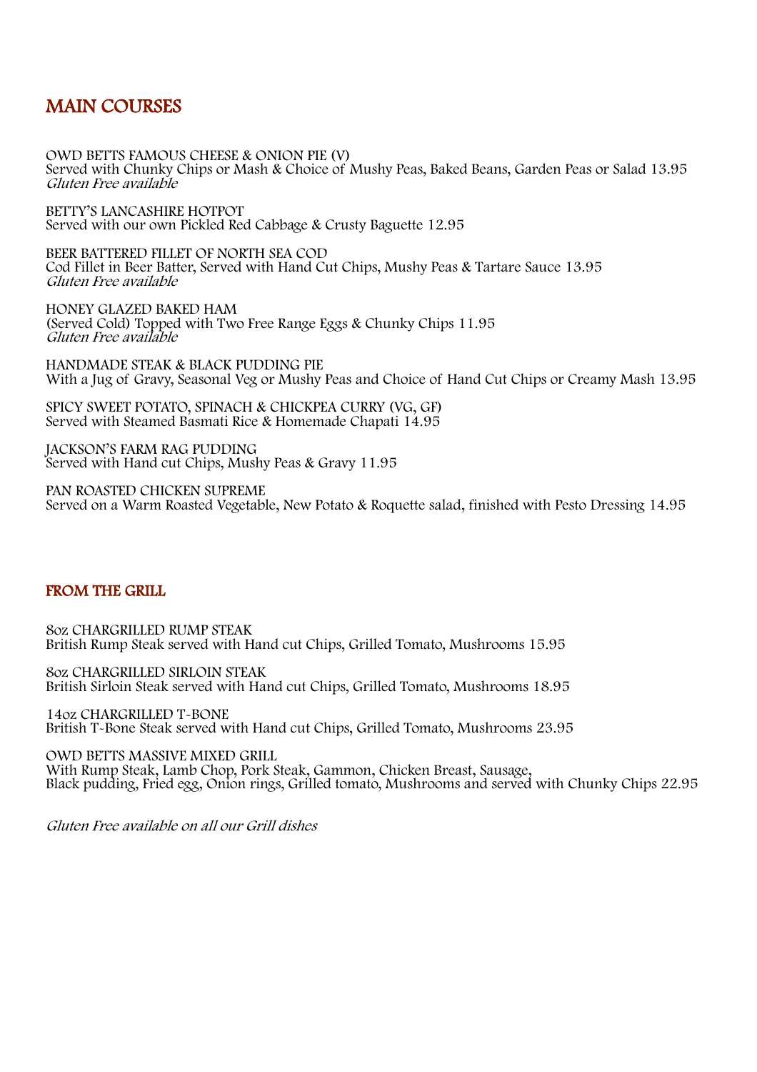## MAIN COURSES

OWD BETTS FAMOUS CHEESE & ONION PIE (V)
Served with Chunky Chips or Mash & Choice of Mushy Peas, Baked Beans, Garden Peas or Salad 13.95
*Gluten Free available*

BETTY'S LANCASHIRE HOTPOT
Served with our own Pickled Red Cabbage & Crusty Baguette 12.95

BEER BATTERED FILLET OF NORTH SEA COD
Cod Fillet in Beer Batter, Served with Hand Cut Chips, Mushy Peas & Tartare Sauce 13.95
*Gluten Free available*

HONEY GLAZED BAKED HAM
(Served Cold) Topped with Two Free Range Eggs & Chunky Chips 11.95
*Gluten Free available*

HANDMADE STEAK & BLACK PUDDING PIE
With a Jug of Gravy, Seasonal Veg or Mushy Peas and Choice of Hand Cut Chips or Creamy Mash 13.95

SPICY SWEET POTATO, SPINACH & CHICKPEA CURRY (VG, GF)
Served with Steamed Basmati Rice & Homemade Chapati 14.95

JACKSON'S FARM RAG PUDDING
Served with Hand cut Chips, Mushy Peas & Gravy 11.95

PAN ROASTED CHICKEN SUPREME
Served on a Warm Roasted Vegetable, New Potato & Roquette salad, finished with Pesto Dressing 14.95

### FROM THE GRILL

8oz CHARGRILLED RUMP STEAK
British Rump Steak served with Hand cut Chips, Grilled Tomato, Mushrooms 15.95

8oz CHARGRILLED SIRLOIN STEAK
British Sirloin Steak served with Hand cut Chips, Grilled Tomato, Mushrooms 18.95

14oz CHARGRILLED T-BONE
British T-Bone Steak served with Hand cut Chips, Grilled Tomato, Mushrooms 23.95

OWD BETTS MASSIVE MIXED GRILL
With Rump Steak, Lamb Chop, Pork Steak, Gammon, Chicken Breast, Sausage,
Black pudding, Fried egg, Onion rings, Grilled tomato, Mushrooms and served with Chunky Chips 22.95

*Gluten Free available on all our Grill dishes*